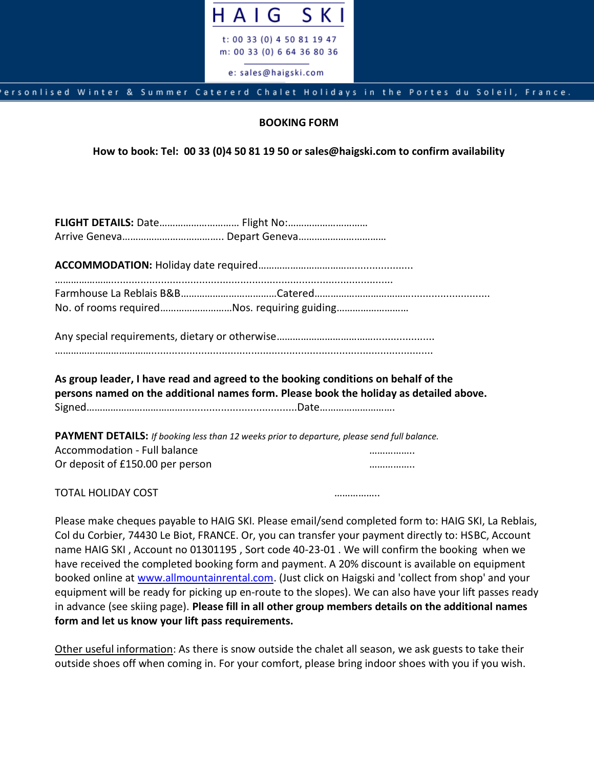# HAIG SKI

t: 00 33 (0) 4 50 81 19 47
m: 00 33 (0) 6 64 36 80 36

e: sales@haigski.com

Personlised Winter & Summer Catererd Chalet Holidays in the Portes du Soleil, France.

**BOOKING FORM**

**How to book: Tel: 00 33 (0)4 50 81 19 50 or sales@haigski.com to confirm availability**

**FLIGHT DETAILS:** Date………………………… Flight No:…………………………
Arrive Geneva……………………………….. Depart Geneva……………………………

**ACCOMMODATION:** Holiday date required…………………………………...................
…………………..............................................................................................
Farmhouse La Reblais B&B………………………………Catered……………………………...........................
No. of rooms required………………………Nos. requiring guiding………………………

Any special requirements, dietary or otherwise…………………………………...................
……………………………..............................................................................................

**As group leader, I have read and agreed to the booking conditions on behalf of the persons named on the additional names form. Please book the holiday as detailed above.**
Signed……………………………….....................................Date……………………….

**PAYMENT DETAILS:** *If booking less than 12 weeks prior to departure, please send full balance.*
Accommodation - Full balance ……………..
Or deposit of £150.00 per person ……………..

TOTAL HOLIDAY COST ……………..

Please make cheques payable to HAIG SKI. Please email/send completed form to: HAIG SKI, La Reblais, Col du Corbier, 74430 Le Biot, FRANCE. Or, you can transfer your payment directly to: HSBC, Account name HAIG SKI , Account no 01301195 , Sort code 40-23-01 . We will confirm the booking when we have received the completed booking form and payment. A 20% discount is available on equipment booked online at www.allmountainrental.com. (Just click on Haigski and 'collect from shop' and your equipment will be ready for picking up en-route to the slopes). We can also have your lift passes ready in advance (see skiing page). **Please fill in all other group members details on the additional names form and let us know your lift pass requirements.**

Other useful information: As there is snow outside the chalet all season, we ask guests to take their outside shoes off when coming in. For your comfort, please bring indoor shoes with you if you wish.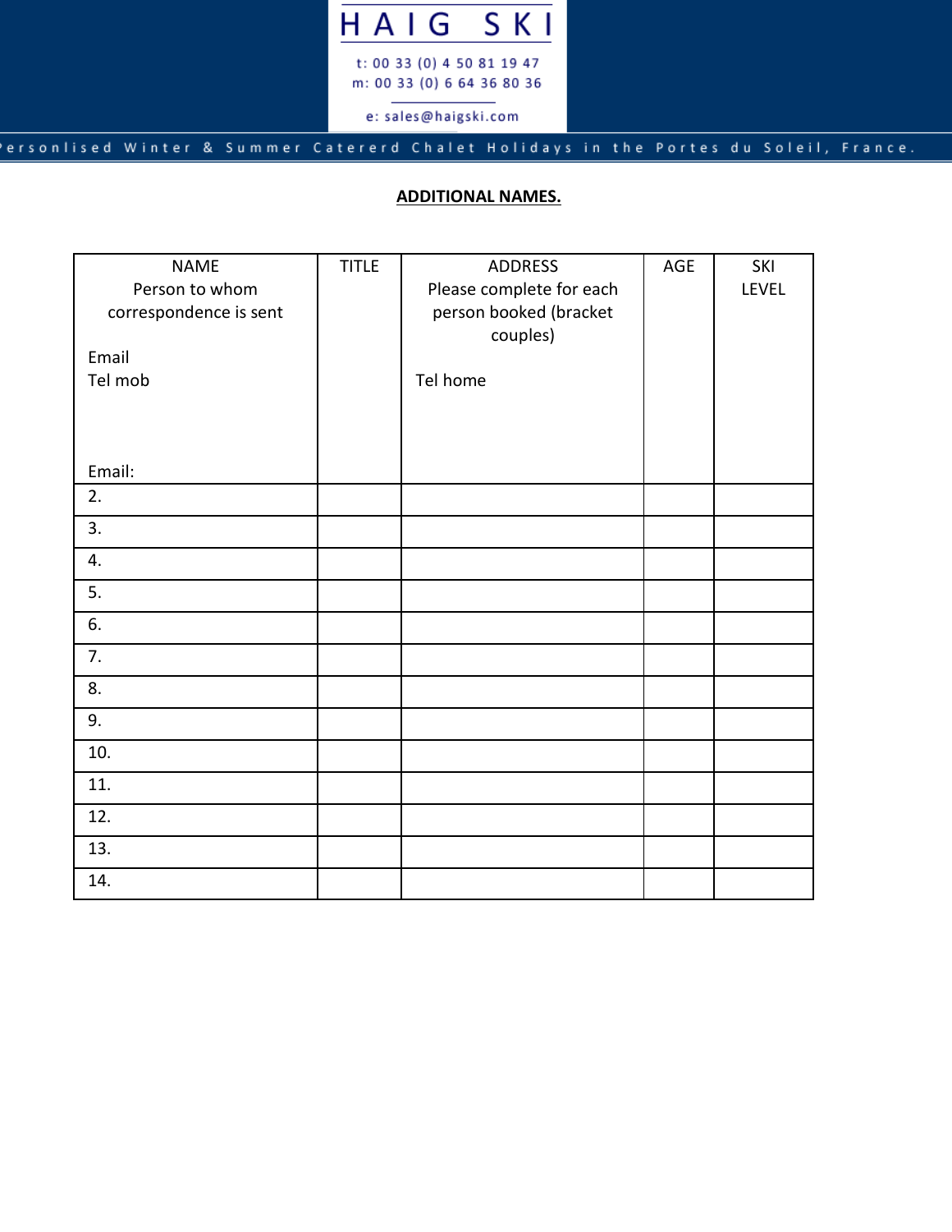HAIG SKI

t: 00 33 (0) 4 50 81 19 47
m: 00 33 (0) 6 64 36 80 36

e: sales@haigski.com

Personlised Winter & Summer Catererd Chalet Holidays in the Portes du Soleil, France.

**ADDITIONAL NAMES.**

| NAME<br>Person to whom correspondence is sent<br><br>Email<br>Tel mob<br><br>Email: | TITLE | ADDRESS<br>Please complete for each person booked (bracket couples)<br><br>Tel home | AGE | SKI LEVEL |
|---|---|---|---|---|
| 2. | | | | |
| 3. | | | | |
| 4. | | | | |
| 5. | | | | |
| 6. | | | | |
| 7. | | | | |
| 8. | | | | |
| 9. | | | | |
| 10. | | | | |
| 11. | | | | |
| 12. | | | | |
| 13. | | | | |
| 14. | | | | |